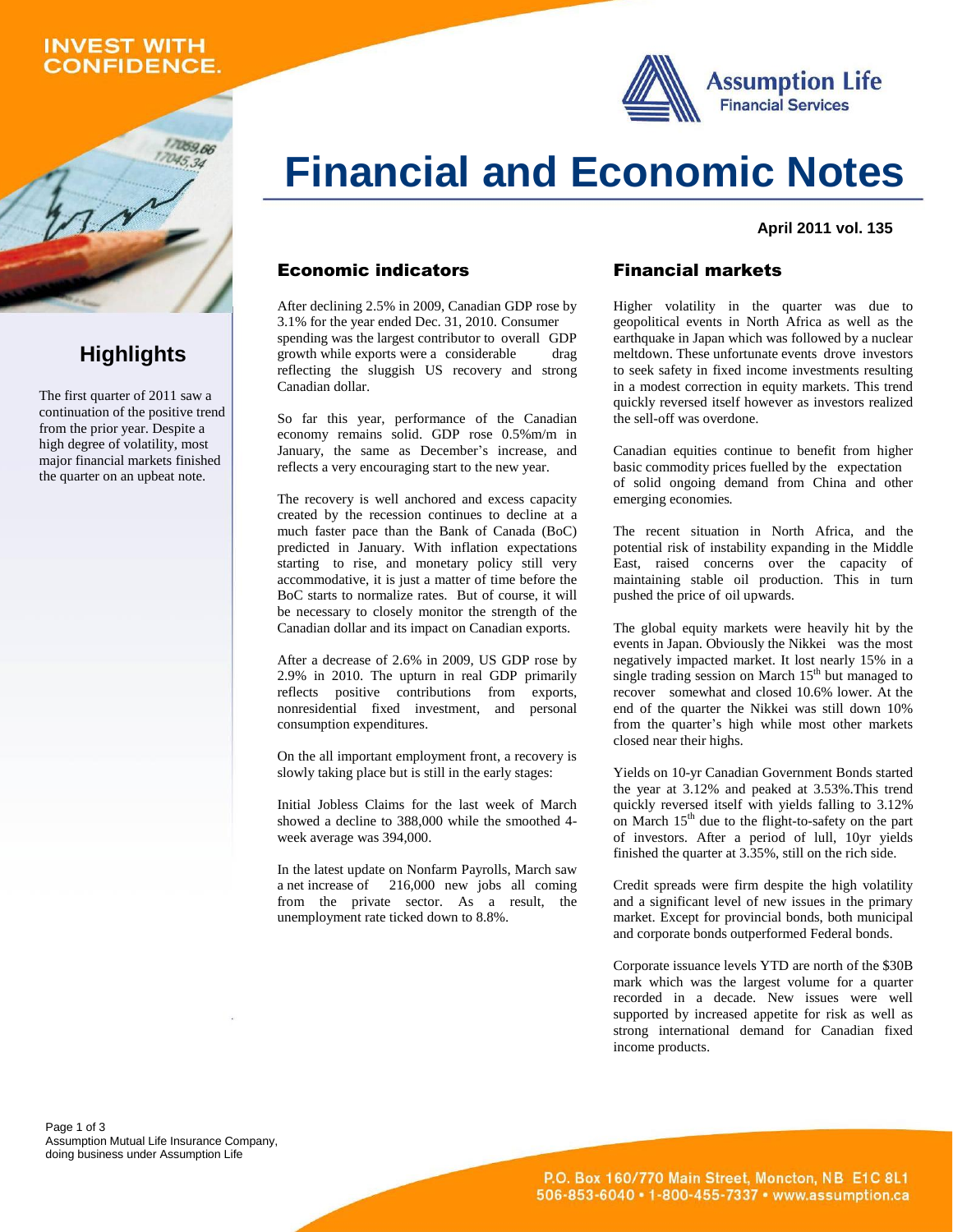INVEST WITH CONFIDENCE.

Assumption Life Financial Services

# Financial and Economic Notes

**April 2011 vol. 135**

## Highlights

The first quarter of 2011 saw a continuation of the positive trend from the prior year. Despite a high degree of volatility, most major financial markets finished the quarter on an upbeat note.

## Economic indicators

After declining 2.5% in 2009, Canadian GDP rose by 3.1% for the year ended Dec. 31, 2010. Consumer spending was the largest contributor to overall GDP growth while exports were a considerable drag reflecting the sluggish US recovery and strong Canadian dollar.

So far this year, performance of the Canadian economy remains solid. GDP rose 0.5%m/m in January, the same as December's increase, and reflects a very encouraging start to the new year.

The recovery is well anchored and excess capacity created by the recession continues to decline at a much faster pace than the Bank of Canada (BoC) predicted in January. With inflation expectations starting to rise, and monetary policy still very accommodative, it is just a matter of time before the BoC starts to normalize rates. But of course, it will be necessary to closely monitor the strength of the Canadian dollar and its impact on Canadian exports.

After a decrease of 2.6% in 2009, US GDP rose by 2.9% in 2010. The upturn in real GDP primarily reflects positive contributions from exports, nonresidential fixed investment, and personal consumption expenditures.

On the all important employment front, a recovery is slowly taking place but is still in the early stages:

Initial Jobless Claims for the last week of March showed a decline to 388,000 while the smoothed 4-week average was 394,000.

In the latest update on Nonfarm Payrolls, March saw a net increase of 216,000 new jobs all coming from the private sector. As a result, the unemployment rate ticked down to 8.8%.

## Financial markets

Higher volatility in the quarter was due to geopolitical events in North Africa as well as the earthquake in Japan which was followed by a nuclear meltdown. These unfortunate events drove investors to seek safety in fixed income investments resulting in a modest correction in equity markets. This trend quickly reversed itself however as investors realized the sell-off was overdone.

Canadian equities continue to benefit from higher basic commodity prices fuelled by the expectation of solid ongoing demand from China and other emerging economies.

The recent situation in North Africa, and the potential risk of instability expanding in the Middle East, raised concerns over the capacity of maintaining stable oil production. This in turn pushed the price of oil upwards.

The global equity markets were heavily hit by the events in Japan. Obviously the Nikkei was the most negatively impacted market. It lost nearly 15% in a single trading session on March 15th but managed to recover somewhat and closed 10.6% lower. At the end of the quarter the Nikkei was still down 10% from the quarter's high while most other markets closed near their highs.

Yields on 10-yr Canadian Government Bonds started the year at 3.12% and peaked at 3.53%.This trend quickly reversed itself with yields falling to 3.12% on March 15th due to the flight-to-safety on the part of investors. After a period of lull, 10yr yields finished the quarter at 3.35%, still on the rich side.

Credit spreads were firm despite the high volatility and a significant level of new issues in the primary market. Except for provincial bonds, both municipal and corporate bonds outperformed Federal bonds.

Corporate issuance levels YTD are north of the $30B mark which was the largest volume for a quarter recorded in a decade. New issues were well supported by increased appetite for risk as well as strong international demand for Canadian fixed income products.

Assumption Mutual Life Insurance Company, doing business under Assumption Life

P.O. Box 160/770 Main Street, Moncton, NB E1C 8L1
506-853-6040 • 1-800-455-7337 • www.assumption.ca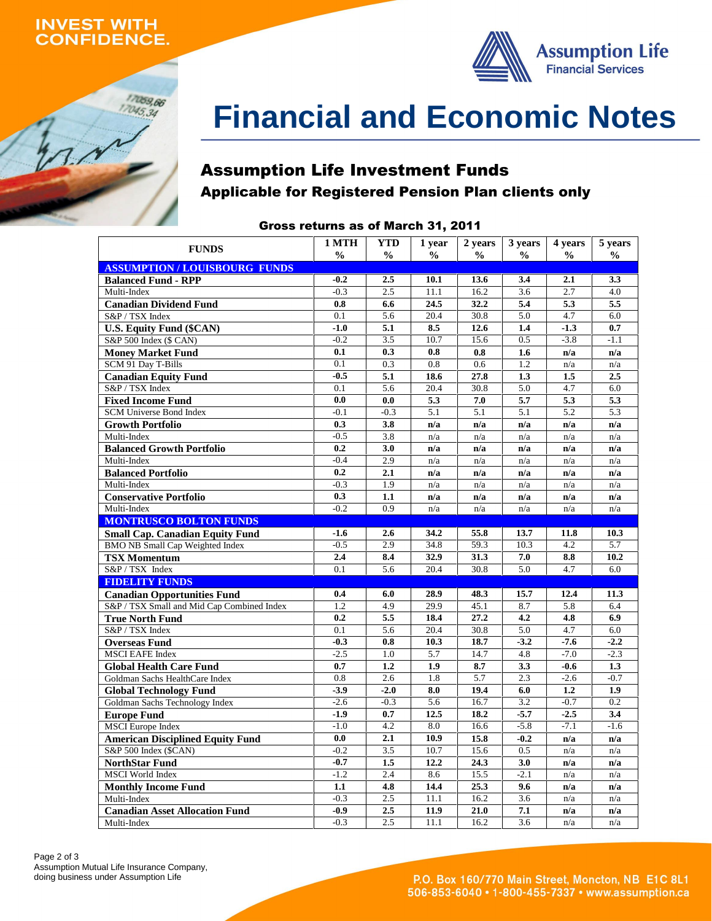INVEST WITH CONFIDENCE.

Assumption Life Financial Services

# Financial and Economic Notes

## Assumption Life Investment Funds

### Applicable for Registered Pension Plan clients only

**Gross returns as of March 31, 2011**

| FUNDS | 1 MTH % | YTD % | 1 year % | 2 years % | 3 years % | 4 years % | 5 years % |
|---|---|---|---|---|---|---|---|
| **ASSUMPTION / LOUISBOURG FUNDS** | | | | | | | |
| **Balanced Fund - RPP** | **-0.2** | **2.5** | **10.1** | **13.6** | **3.4** | **2.1** | **3.3** |
| Multi-Index | -0.3 | 2.5 | 11.1 | 16.2 | 3.6 | 2.7 | 4.0 |
| **Canadian Dividend Fund** | **0.8** | **6.6** | **24.5** | **32.2** | **5.4** | **5.3** | **5.5** |
| S&P / TSX Index | 0.1 | 5.6 | 20.4 | 30.8 | 5.0 | 4.7 | 6.0 |
| **U.S. Equity Fund ($CAN)** | **-1.0** | **5.1** | **8.5** | **12.6** | **1.4** | **-1.3** | **0.7** |
| S&P 500 Index ($ CAN) | -0.2 | 3.5 | 10.7 | 15.6 | 0.5 | -3.8 | -1.1 |
| **Money Market Fund** | **0.1** | **0.3** | **0.8** | **0.8** | **1.6** | **n/a** | **n/a** |
| SCM 91 Day T-Bills | 0.1 | 0.3 | 0.8 | 0.6 | 1.2 | n/a | n/a |
| **Canadian Equity Fund** | **-0.5** | **5.1** | **18.6** | **27.8** | **1.3** | **1.5** | **2.5** |
| S&P / TSX Index | 0.1 | 5.6 | 20.4 | 30.8 | 5.0 | 4.7 | 6.0 |
| **Fixed Income Fund** | **0.0** | **0.0** | **5.3** | **7.0** | **5.7** | **5.3** | **5.3** |
| SCM Universe Bond Index | -0.1 | -0.3 | 5.1 | 5.1 | 5.1 | 5.2 | 5.3 |
| **Growth Portfolio** | **0.3** | **3.8** | **n/a** | **n/a** | **n/a** | **n/a** | **n/a** |
| Multi-Index | -0.5 | 3.8 | n/a | n/a | n/a | n/a | n/a |
| **Balanced Growth Portfolio** | **0.2** | **3.0** | **n/a** | **n/a** | **n/a** | **n/a** | **n/a** |
| Multi-Index | -0.4 | 2.9 | n/a | n/a | n/a | n/a | n/a |
| **Balanced Portfolio** | **0.2** | **2.1** | **n/a** | **n/a** | **n/a** | **n/a** | **n/a** |
| Multi-Index | -0.3 | 1.9 | n/a | n/a | n/a | n/a | n/a |
| **Conservative Portfolio** | **0.3** | **1.1** | **n/a** | **n/a** | **n/a** | **n/a** | **n/a** |
| Multi-Index | -0.2 | 0.9 | n/a | n/a | n/a | n/a | n/a |
| **MONTRUSCO BOLTON FUNDS** | | | | | | | |
| **Small Cap. Canadian Equity Fund** | **-1.6** | **2.6** | **34.2** | **55.8** | **13.7** | **11.8** | **10.3** |
| BMO NB Small Cap Weighted Index | -0.5 | 2.9 | 34.8 | 59.3 | 10.3 | 4.2 | 5.7 |
| **TSX Momentum** | **2.4** | **8.4** | **32.9** | **31.3** | **7.0** | **8.8** | **10.2** |
| S&P / TSX Index | 0.1 | 5.6 | 20.4 | 30.8 | 5.0 | 4.7 | 6.0 |
| **FIDELITY FUNDS** | | | | | | | |
| **Canadian Opportunities Fund** | **0.4** | **6.0** | **28.9** | **48.3** | **15.7** | **12.4** | **11.3** |
| S&P / TSX Small and Mid Cap Combined Index | 1.2 | 4.9 | 29.9 | 45.1 | 8.7 | 5.8 | 6.4 |
| **True North Fund** | **0.2** | **5.5** | **18.4** | **27.2** | **4.2** | **4.8** | **6.9** |
| S&P / TSX Index | 0.1 | 5.6 | 20.4 | 30.8 | 5.0 | 4.7 | 6.0 |
| **Overseas Fund** | **-0.3** | **0.8** | **10.3** | **18.7** | **-3.2** | **-7.6** | **-2.2** |
| MSCI EAFE Index | -2.5 | 1.0 | 5.7 | 14.7 | 4.8 | -7.0 | -2.3 |
| **Global Health Care Fund** | **0.7** | **1.2** | **1.9** | **8.7** | **3.3** | **-0.6** | **1.3** |
| Goldman Sachs HealthCare Index | 0.8 | 2.6 | 1.8 | 5.7 | 2.3 | -2.6 | -0.7 |
| **Global Technology Fund** | **-3.9** | **-2.0** | **8.0** | **19.4** | **6.0** | **1.2** | **1.9** |
| Goldman Sachs Technology Index | -2.6 | -0.3 | 5.6 | 16.7 | 3.2 | -0.7 | 0.2 |
| **Europe Fund** | **-1.9** | **0.7** | **12.5** | **18.2** | **-5.7** | **-2.5** | **3.4** |
| MSCI Europe Index | -1.0 | 4.2 | 8.0 | 16.6 | -5.8 | -7.1 | -1.6 |
| **American Disciplined Equity Fund** | **0.0** | **2.1** | **10.9** | **15.8** | **-0.2** | **n/a** | **n/a** |
| S&P 500 Index ($CAN) | -0.2 | 3.5 | 10.7 | 15.6 | 0.5 | n/a | n/a |
| **NorthStar Fund** | **-0.7** | **1.5** | **12.2** | **24.3** | **3.0** | **n/a** | **n/a** |
| MSCI World Index | -1.2 | 2.4 | 8.6 | 15.5 | -2.1 | n/a | n/a |
| **Monthly Income Fund** | **1.1** | **4.8** | **14.4** | **25.3** | **9.6** | **n/a** | **n/a** |
| Multi-Index | -0.3 | 2.5 | 11.1 | 16.2 | 3.6 | n/a | n/a |
| **Canadian Asset Allocation Fund** | **-0.9** | **2.5** | **11.9** | **21.0** | **7.1** | **n/a** | **n/a** |
| Multi-Index | -0.3 | 2.5 | 11.1 | 16.2 | 3.6 | n/a | n/a |

Assumption Mutual Life Insurance Company, doing business under Assumption Life

P.O. Box 160/770 Main Street, Moncton, NB E1C 8L1
506-853-6040 • 1-800-455-7337 • www.assumption.ca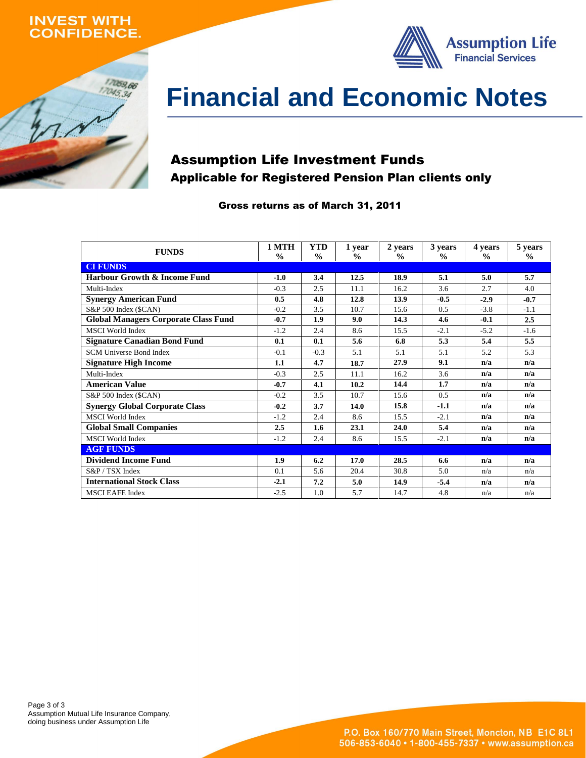INVEST WITH CONFIDENCE.

Assumption Life Financial Services

# Financial and Economic Notes

## Assumption Life Investment Funds

### Applicable for Registered Pension Plan clients only

**Gross returns as of March 31, 2011**

| FUNDS | 1 MTH % | YTD % | 1 year % | 2 years % | 3 years % | 4 years % | 5 years % |
|---|---|---|---|---|---|---|---|
| **CI FUNDS** | | | | | | | |
| **Harbour Growth & Income Fund** | **-1.0** | **3.4** | **12.5** | **18.9** | **5.1** | **5.0** | **5.7** |
| Multi-Index | -0.3 | 2.5 | 11.1 | 16.2 | 3.6 | 2.7 | 4.0 |
| **Synergy American Fund** | **0.5** | **4.8** | **12.8** | **13.9** | **-0.5** | **-2.9** | **-0.7** |
| S&P 500 Index ($CAN) | -0.2 | 3.5 | 10.7 | 15.6 | 0.5 | -3.8 | -1.1 |
| **Global Managers Corporate Class Fund** | **-0.7** | **1.9** | **9.0** | **14.3** | **4.6** | **-0.1** | **2.5** |
| MSCI World Index | -1.2 | 2.4 | 8.6 | 15.5 | -2.1 | -5.2 | -1.6 |
| **Signature Canadian Bond Fund** | **0.1** | **0.1** | **5.6** | **6.8** | **5.3** | **5.4** | **5.5** |
| SCM Universe Bond Index | -0.1 | -0.3 | 5.1 | 5.1 | 5.1 | 5.2 | 5.3 |
| **Signature High Income** | **1.1** | **4.7** | **18.7** | **27.9** | **9.1** | **n/a** | **n/a** |
| Multi-Index | -0.3 | 2.5 | 11.1 | 16.2 | 3.6 | **n/a** | **n/a** |
| **American Value** | **-0.7** | **4.1** | **10.2** | **14.4** | **1.7** | **n/a** | **n/a** |
| S&P 500 Index ($CAN) | -0.2 | 3.5 | 10.7 | 15.6 | 0.5 | **n/a** | **n/a** |
| **Synergy Global Corporate Class** | **-0.2** | **3.7** | **14.0** | **15.8** | **-1.1** | **n/a** | **n/a** |
| MSCI World Index | -1.2 | 2.4 | 8.6 | 15.5 | -2.1 | **n/a** | **n/a** |
| **Global Small Companies** | **2.5** | **1.6** | **23.1** | **24.0** | **5.4** | **n/a** | **n/a** |
| MSCI World Index | -1.2 | 2.4 | 8.6 | 15.5 | -2.1 | **n/a** | **n/a** |
| **AGF FUNDS** | | | | | | | |
| **Dividend Income Fund** | **1.9** | **6.2** | **17.0** | **28.5** | **6.6** | **n/a** | **n/a** |
| S&P / TSX Index | 0.1 | 5.6 | 20.4 | 30.8 | 5.0 | n/a | n/a |
| **International Stock Class** | **-2.1** | **7.2** | **5.0** | **14.9** | **-5.4** | **n/a** | **n/a** |
| MSCI EAFE Index | -2.5 | 1.0 | 5.7 | 14.7 | 4.8 | n/a | n/a |

Assumption Mutual Life Insurance Company, doing business under Assumption Life

P.O. Box 160/770 Main Street, Moncton, NB E1C 8L1
506-853-6040 • 1-800-455-7337 • www.assumption.ca